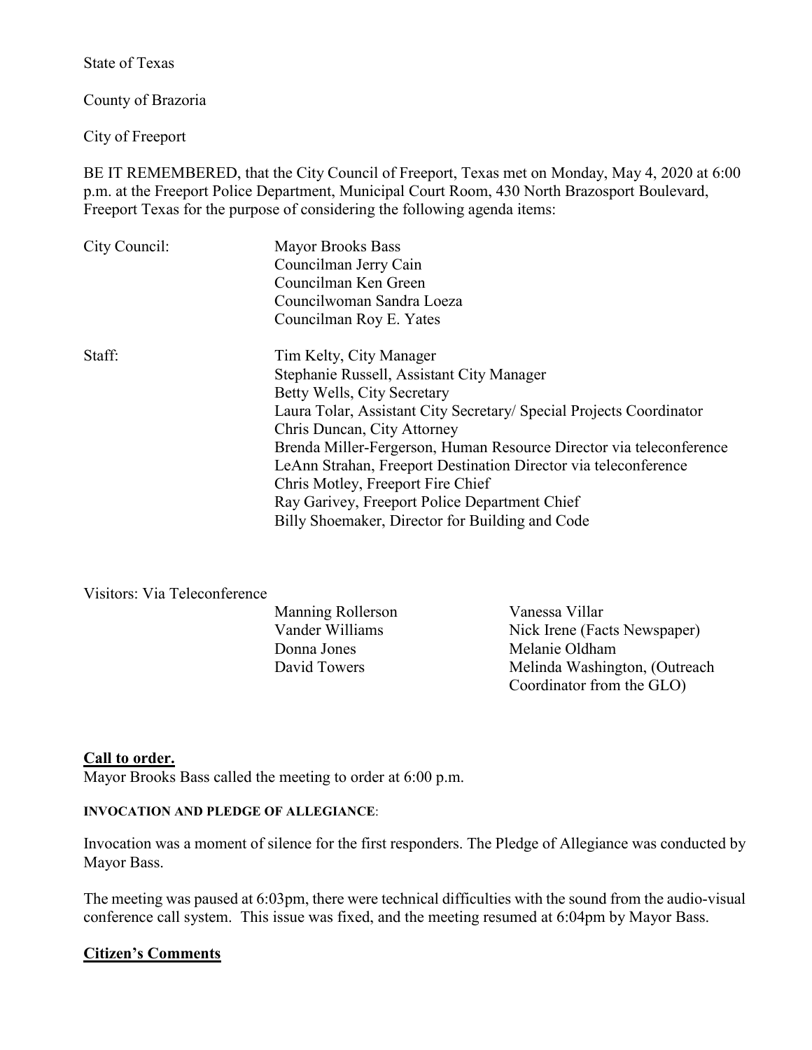State of Texas

County of Brazoria

City of Freeport

BE IT REMEMBERED, that the City Council of Freeport, Texas met on Monday, May 4, 2020 at 6:00 p.m. at the Freeport Police Department, Municipal Court Room, 430 North Brazosport Boulevard, Freeport Texas for the purpose of considering the following agenda items:

City Council:
- Mayor Brooks Bass
- Councilman Jerry Cain
- Councilman Ken Green
- Councilwoman Sandra Loeza
- Councilman Roy E. Yates

Staff:
- Tim Kelty, City Manager
- Stephanie Russell, Assistant City Manager
- Betty Wells, City Secretary
- Laura Tolar, Assistant City Secretary/ Special Projects Coordinator
- Chris Duncan, City Attorney
- Brenda Miller-Fergerson, Human Resource Director via teleconference
- LeAnn Strahan, Freeport Destination Director via teleconference
- Chris Motley, Freeport Fire Chief
- Ray Garivey, Freeport Police Department Chief
- Billy Shoemaker, Director for Building and Code

Visitors: Via Teleconference
- Manning Rollerson
- Vander Williams
- Donna Jones
- David Towers
- Vanessa Villar
- Nick Irene (Facts Newspaper)
- Melanie Oldham
- Melinda Washington, (Outreach Coordinator from the GLO)

**Call to order.**

Mayor Brooks Bass called the meeting to order at 6:00 p.m.

**INVOCATION AND PLEDGE OF ALLEGIANCE**:

Invocation was a moment of silence for the first responders. The Pledge of Allegiance was conducted by Mayor Bass.

The meeting was paused at 6:03pm, there were technical difficulties with the sound from the audio-visual conference call system. This issue was fixed, and the meeting resumed at 6:04pm by Mayor Bass.

**Citizen's Comments**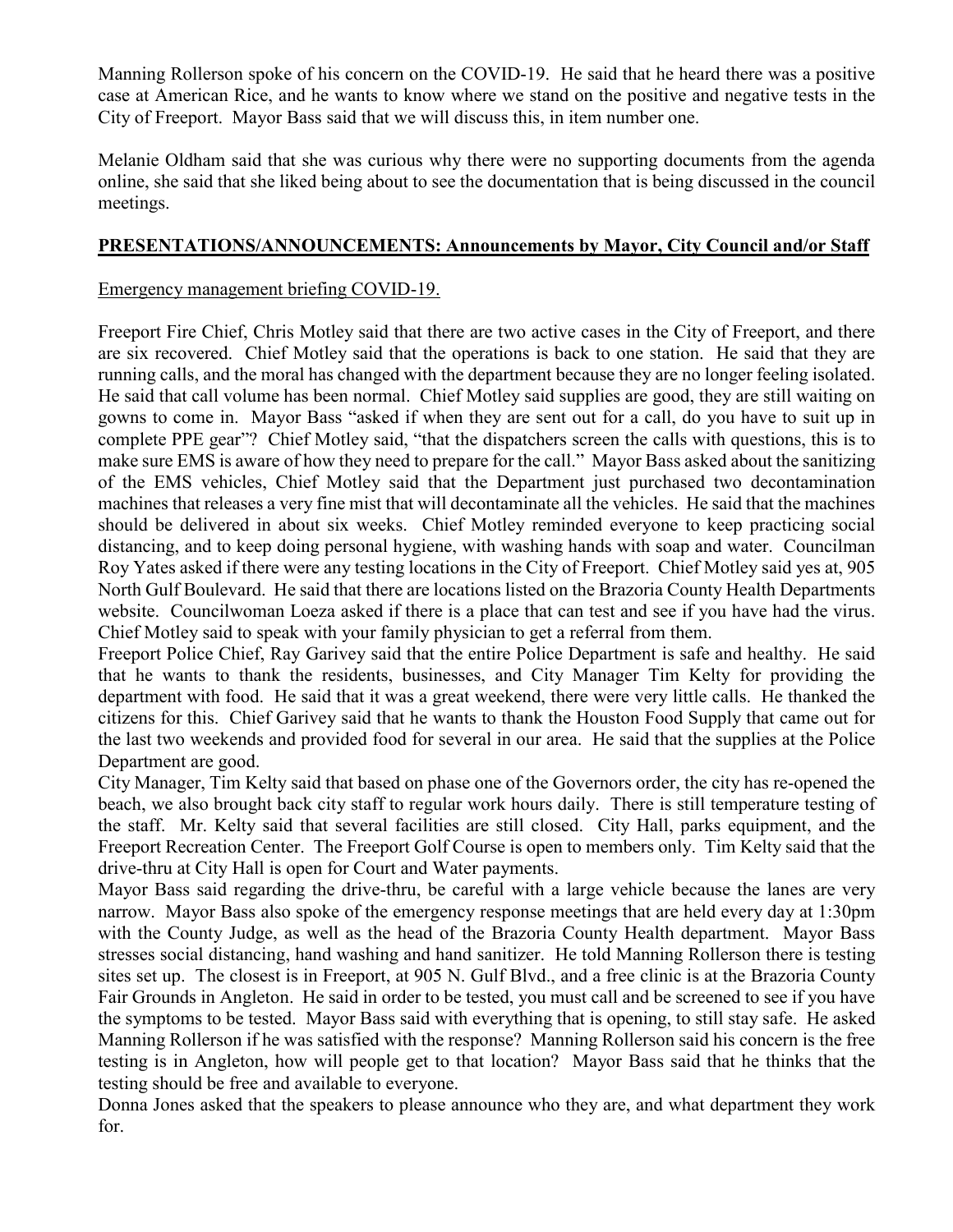Manning Rollerson spoke of his concern on the COVID-19. He said that he heard there was a positive case at American Rice, and he wants to know where we stand on the positive and negative tests in the City of Freeport. Mayor Bass said that we will discuss this, in item number one.

Melanie Oldham said that she was curious why there were no supporting documents from the agenda online, she said that she liked being about to see the documentation that is being discussed in the council meetings.

## **PRESENTATIONS/ANNOUNCEMENTS: Announcements by Mayor, City Council and/or Staff**

Emergency management briefing COVID-19.

Freeport Fire Chief, Chris Motley said that there are two active cases in the City of Freeport, and there are six recovered. Chief Motley said that the operations is back to one station. He said that they are running calls, and the moral has changed with the department because they are no longer feeling isolated. He said that call volume has been normal. Chief Motley said supplies are good, they are still waiting on gowns to come in. Mayor Bass "asked if when they are sent out for a call, do you have to suit up in complete PPE gear"? Chief Motley said, "that the dispatchers screen the calls with questions, this is to make sure EMS is aware of how they need to prepare for the call." Mayor Bass asked about the sanitizing of the EMS vehicles, Chief Motley said that the Department just purchased two decontamination machines that releases a very fine mist that will decontaminate all the vehicles. He said that the machines should be delivered in about six weeks. Chief Motley reminded everyone to keep practicing social distancing, and to keep doing personal hygiene, with washing hands with soap and water. Councilman Roy Yates asked if there were any testing locations in the City of Freeport. Chief Motley said yes at, 905 North Gulf Boulevard. He said that there are locations listed on the Brazoria County Health Departments website. Councilwoman Loeza asked if there is a place that can test and see if you have had the virus. Chief Motley said to speak with your family physician to get a referral from them.

Freeport Police Chief, Ray Garivey said that the entire Police Department is safe and healthy. He said that he wants to thank the residents, businesses, and City Manager Tim Kelty for providing the department with food. He said that it was a great weekend, there were very little calls. He thanked the citizens for this. Chief Garivey said that he wants to thank the Houston Food Supply that came out for the last two weekends and provided food for several in our area. He said that the supplies at the Police Department are good.

City Manager, Tim Kelty said that based on phase one of the Governors order, the city has re-opened the beach, we also brought back city staff to regular work hours daily. There is still temperature testing of the staff. Mr. Kelty said that several facilities are still closed. City Hall, parks equipment, and the Freeport Recreation Center. The Freeport Golf Course is open to members only. Tim Kelty said that the drive-thru at City Hall is open for Court and Water payments.

Mayor Bass said regarding the drive-thru, be careful with a large vehicle because the lanes are very narrow. Mayor Bass also spoke of the emergency response meetings that are held every day at 1:30pm with the County Judge, as well as the head of the Brazoria County Health department. Mayor Bass stresses social distancing, hand washing and hand sanitizer. He told Manning Rollerson there is testing sites set up. The closest is in Freeport, at 905 N. Gulf Blvd., and a free clinic is at the Brazoria County Fair Grounds in Angleton. He said in order to be tested, you must call and be screened to see if you have the symptoms to be tested. Mayor Bass said with everything that is opening, to still stay safe. He asked Manning Rollerson if he was satisfied with the response? Manning Rollerson said his concern is the free testing is in Angleton, how will people get to that location? Mayor Bass said that he thinks that the testing should be free and available to everyone.

Donna Jones asked that the speakers to please announce who they are, and what department they work for.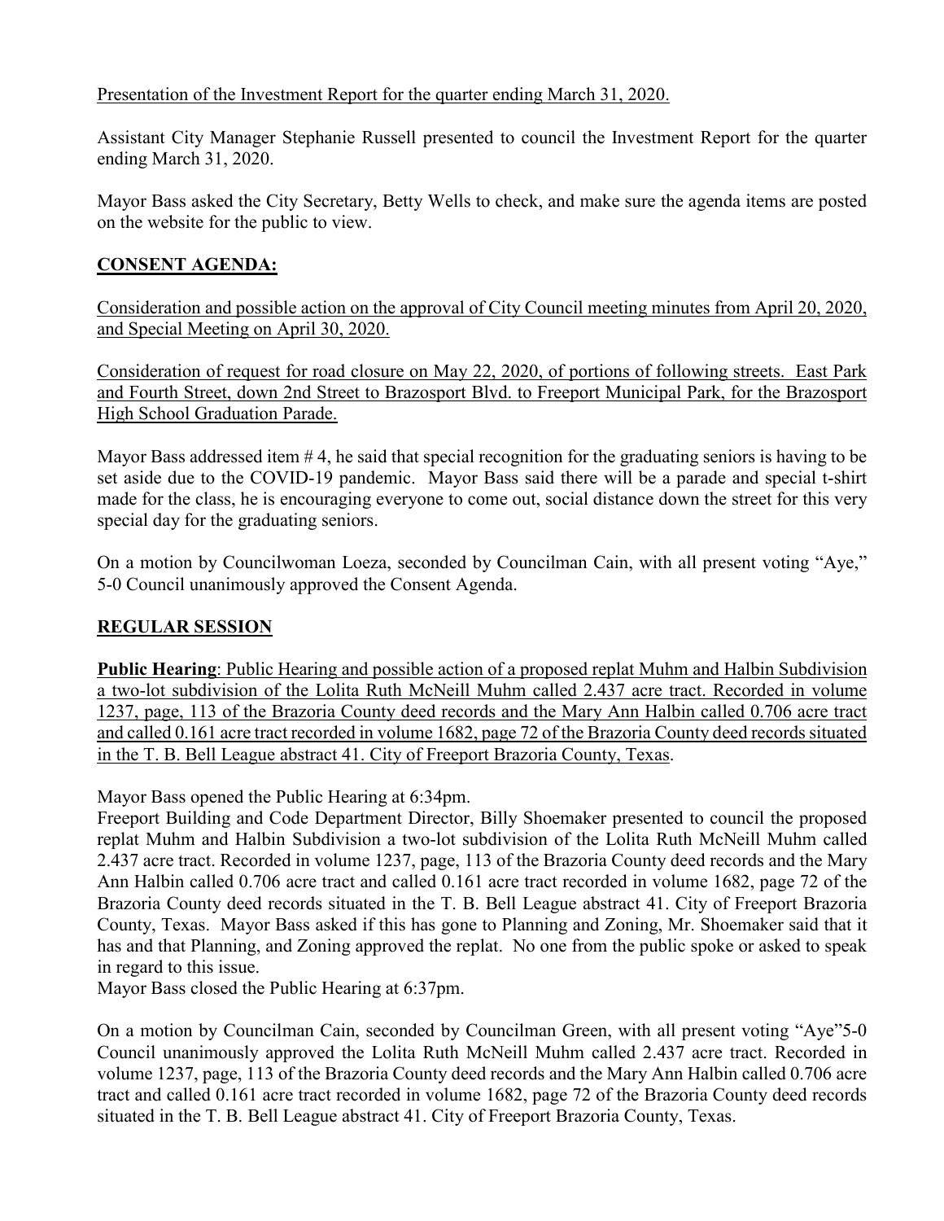Presentation of the Investment Report for the quarter ending March 31, 2020.

Assistant City Manager Stephanie Russell presented to council the Investment Report for the quarter ending March 31, 2020.

Mayor Bass asked the City Secretary, Betty Wells to check, and make sure the agenda items are posted on the website for the public to view.

## CONSENT AGENDA:

Consideration and possible action on the approval of City Council meeting minutes from April 20, 2020, and Special Meeting on April 30, 2020.

Consideration of request for road closure on May 22, 2020, of portions of following streets. East Park and Fourth Street, down 2nd Street to Brazosport Blvd. to Freeport Municipal Park, for the Brazosport High School Graduation Parade.

Mayor Bass addressed item # 4, he said that special recognition for the graduating seniors is having to be set aside due to the COVID-19 pandemic. Mayor Bass said there will be a parade and special t-shirt made for the class, he is encouraging everyone to come out, social distance down the street for this very special day for the graduating seniors.

On a motion by Councilwoman Loeza, seconded by Councilman Cain, with all present voting "Aye," 5-0 Council unanimously approved the Consent Agenda.

## REGULAR SESSION

**Public Hearing**: Public Hearing and possible action of a proposed replat Muhm and Halbin Subdivision a two-lot subdivision of the Lolita Ruth McNeill Muhm called 2.437 acre tract. Recorded in volume 1237, page, 113 of the Brazoria County deed records and the Mary Ann Halbin called 0.706 acre tract and called 0.161 acre tract recorded in volume 1682, page 72 of the Brazoria County deed records situated in the T. B. Bell League abstract 41. City of Freeport Brazoria County, Texas.

Mayor Bass opened the Public Hearing at 6:34pm.
Freeport Building and Code Department Director, Billy Shoemaker presented to council the proposed replat Muhm and Halbin Subdivision a two-lot subdivision of the Lolita Ruth McNeill Muhm called 2.437 acre tract. Recorded in volume 1237, page, 113 of the Brazoria County deed records and the Mary Ann Halbin called 0.706 acre tract and called 0.161 acre tract recorded in volume 1682, page 72 of the Brazoria County deed records situated in the T. B. Bell League abstract 41. City of Freeport Brazoria County, Texas. Mayor Bass asked if this has gone to Planning and Zoning, Mr. Shoemaker said that it has and that Planning, and Zoning approved the replat. No one from the public spoke or asked to speak in regard to this issue.
Mayor Bass closed the Public Hearing at 6:37pm.

On a motion by Councilman Cain, seconded by Councilman Green, with all present voting "Aye"5-0 Council unanimously approved the Lolita Ruth McNeill Muhm called 2.437 acre tract. Recorded in volume 1237, page, 113 of the Brazoria County deed records and the Mary Ann Halbin called 0.706 acre tract and called 0.161 acre tract recorded in volume 1682, page 72 of the Brazoria County deed records situated in the T. B. Bell League abstract 41. City of Freeport Brazoria County, Texas.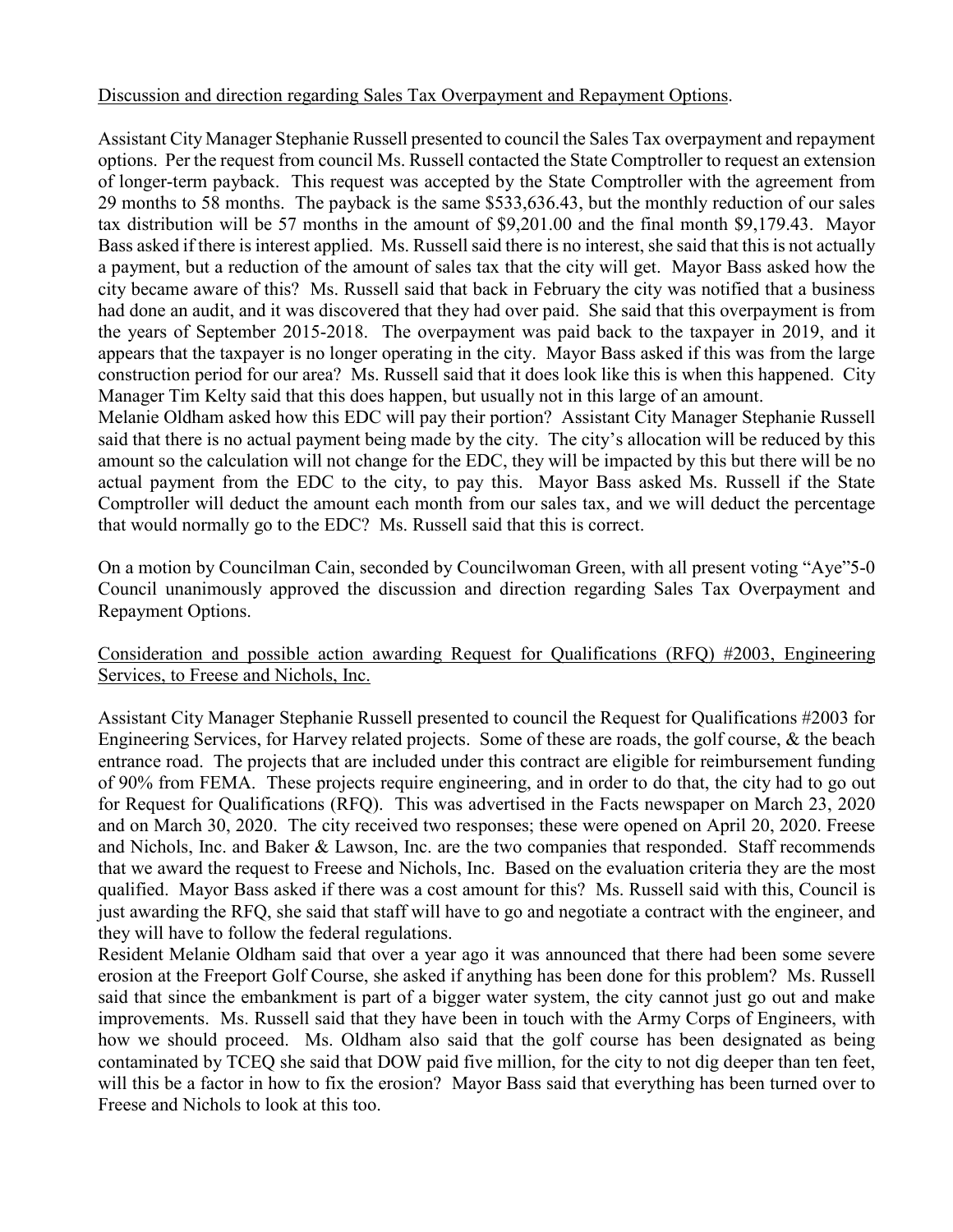Discussion and direction regarding Sales Tax Overpayment and Repayment Options.

Assistant City Manager Stephanie Russell presented to council the Sales Tax overpayment and repayment options. Per the request from council Ms. Russell contacted the State Comptroller to request an extension of longer-term payback. This request was accepted by the State Comptroller with the agreement from 29 months to 58 months. The payback is the same $533,636.43, but the monthly reduction of our sales tax distribution will be 57 months in the amount of $9,201.00 and the final month $9,179.43. Mayor Bass asked if there is interest applied. Ms. Russell said there is no interest, she said that this is not actually a payment, but a reduction of the amount of sales tax that the city will get. Mayor Bass asked how the city became aware of this? Ms. Russell said that back in February the city was notified that a business had done an audit, and it was discovered that they had over paid. She said that this overpayment is from the years of September 2015-2018. The overpayment was paid back to the taxpayer in 2019, and it appears that the taxpayer is no longer operating in the city. Mayor Bass asked if this was from the large construction period for our area? Ms. Russell said that it does look like this is when this happened. City Manager Tim Kelty said that this does happen, but usually not in this large of an amount.
Melanie Oldham asked how this EDC will pay their portion? Assistant City Manager Stephanie Russell said that there is no actual payment being made by the city. The city's allocation will be reduced by this amount so the calculation will not change for the EDC, they will be impacted by this but there will be no actual payment from the EDC to the city, to pay this. Mayor Bass asked Ms. Russell if the State Comptroller will deduct the amount each month from our sales tax, and we will deduct the percentage that would normally go to the EDC? Ms. Russell said that this is correct.

On a motion by Councilman Cain, seconded by Councilwoman Green, with all present voting "Aye"5-0 Council unanimously approved the discussion and direction regarding Sales Tax Overpayment and Repayment Options.

Consideration and possible action awarding Request for Qualifications (RFQ) #2003, Engineering Services, to Freese and Nichols, Inc.

Assistant City Manager Stephanie Russell presented to council the Request for Qualifications #2003 for Engineering Services, for Harvey related projects. Some of these are roads, the golf course, & the beach entrance road. The projects that are included under this contract are eligible for reimbursement funding of 90% from FEMA. These projects require engineering, and in order to do that, the city had to go out for Request for Qualifications (RFQ). This was advertised in the Facts newspaper on March 23, 2020 and on March 30, 2020. The city received two responses; these were opened on April 20, 2020. Freese and Nichols, Inc. and Baker & Lawson, Inc. are the two companies that responded. Staff recommends that we award the request to Freese and Nichols, Inc. Based on the evaluation criteria they are the most qualified. Mayor Bass asked if there was a cost amount for this? Ms. Russell said with this, Council is just awarding the RFQ, she said that staff will have to go and negotiate a contract with the engineer, and they will have to follow the federal regulations.
Resident Melanie Oldham said that over a year ago it was announced that there had been some severe erosion at the Freeport Golf Course, she asked if anything has been done for this problem? Ms. Russell said that since the embankment is part of a bigger water system, the city cannot just go out and make improvements. Ms. Russell said that they have been in touch with the Army Corps of Engineers, with how we should proceed. Ms. Oldham also said that the golf course has been designated as being contaminated by TCEQ she said that DOW paid five million, for the city to not dig deeper than ten feet, will this be a factor in how to fix the erosion? Mayor Bass said that everything has been turned over to Freese and Nichols to look at this too.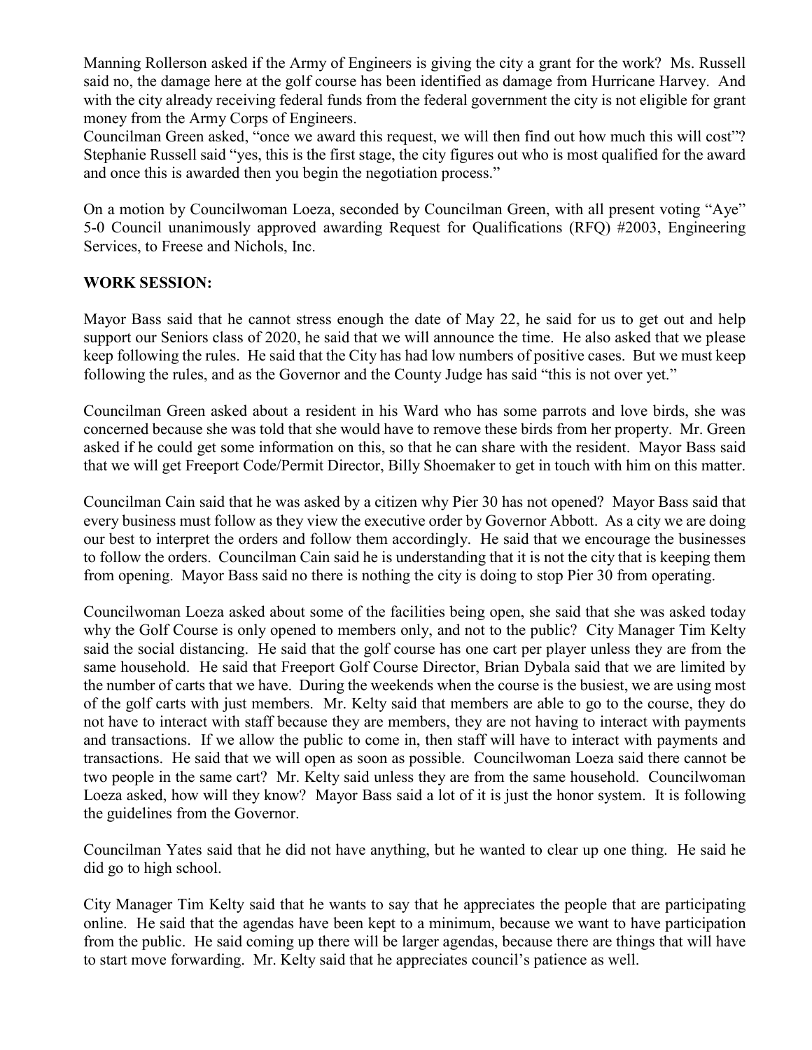Manning Rollerson asked if the Army of Engineers is giving the city a grant for the work? Ms. Russell said no, the damage here at the golf course has been identified as damage from Hurricane Harvey. And with the city already receiving federal funds from the federal government the city is not eligible for grant money from the Army Corps of Engineers.

Councilman Green asked, "once we award this request, we will then find out how much this will cost"? Stephanie Russell said "yes, this is the first stage, the city figures out who is most qualified for the award and once this is awarded then you begin the negotiation process."

On a motion by Councilwoman Loeza, seconded by Councilman Green, with all present voting "Aye" 5-0 Council unanimously approved awarding Request for Qualifications (RFQ) #2003, Engineering Services, to Freese and Nichols, Inc.

**WORK SESSION:**

Mayor Bass said that he cannot stress enough the date of May 22, he said for us to get out and help support our Seniors class of 2020, he said that we will announce the time. He also asked that we please keep following the rules. He said that the City has had low numbers of positive cases. But we must keep following the rules, and as the Governor and the County Judge has said "this is not over yet."

Councilman Green asked about a resident in his Ward who has some parrots and love birds, she was concerned because she was told that she would have to remove these birds from her property. Mr. Green asked if he could get some information on this, so that he can share with the resident. Mayor Bass said that we will get Freeport Code/Permit Director, Billy Shoemaker to get in touch with him on this matter.

Councilman Cain said that he was asked by a citizen why Pier 30 has not opened? Mayor Bass said that every business must follow as they view the executive order by Governor Abbott. As a city we are doing our best to interpret the orders and follow them accordingly. He said that we encourage the businesses to follow the orders. Councilman Cain said he is understanding that it is not the city that is keeping them from opening. Mayor Bass said no there is nothing the city is doing to stop Pier 30 from operating.

Councilwoman Loeza asked about some of the facilities being open, she said that she was asked today why the Golf Course is only opened to members only, and not to the public? City Manager Tim Kelty said the social distancing. He said that the golf course has one cart per player unless they are from the same household. He said that Freeport Golf Course Director, Brian Dybala said that we are limited by the number of carts that we have. During the weekends when the course is the busiest, we are using most of the golf carts with just members. Mr. Kelty said that members are able to go to the course, they do not have to interact with staff because they are members, they are not having to interact with payments and transactions. If we allow the public to come in, then staff will have to interact with payments and transactions. He said that we will open as soon as possible. Councilwoman Loeza said there cannot be two people in the same cart? Mr. Kelty said unless they are from the same household. Councilwoman Loeza asked, how will they know? Mayor Bass said a lot of it is just the honor system. It is following the guidelines from the Governor.

Councilman Yates said that he did not have anything, but he wanted to clear up one thing. He said he did go to high school.

City Manager Tim Kelty said that he wants to say that he appreciates the people that are participating online. He said that the agendas have been kept to a minimum, because we want to have participation from the public. He said coming up there will be larger agendas, because there are things that will have to start move forwarding. Mr. Kelty said that he appreciates council's patience as well.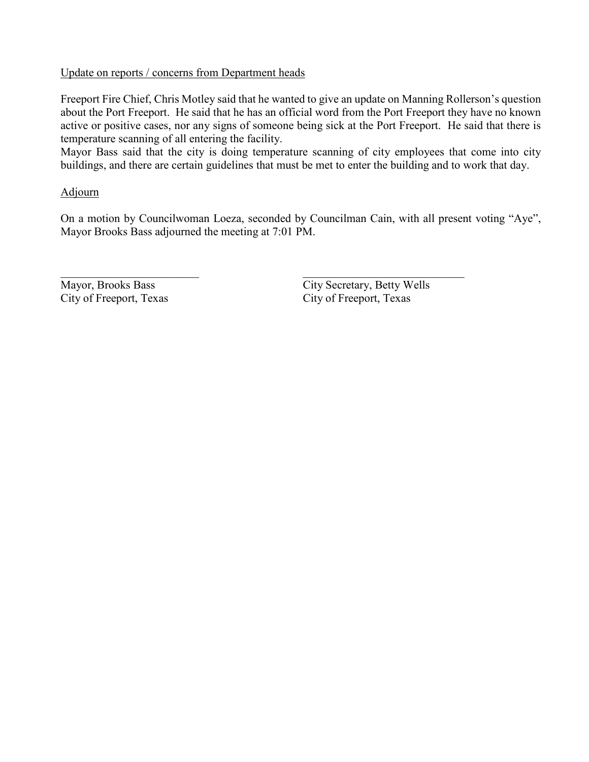Update on reports / concerns from Department heads

Freeport Fire Chief, Chris Motley said that he wanted to give an update on Manning Rollerson's question about the Port Freeport. He said that he has an official word from the Port Freeport they have no known active or positive cases, nor any signs of someone being sick at the Port Freeport. He said that there is temperature scanning of all entering the facility.
Mayor Bass said that the city is doing temperature scanning of city employees that come into city buildings, and there are certain guidelines that must be met to enter the building and to work that day.

Adjourn

On a motion by Councilwoman Loeza, seconded by Councilman Cain, with all present voting "Aye", Mayor Brooks Bass adjourned the meeting at 7:01 PM.

| | |
|---|---|
| \_\_\_\_\_\_\_\_\_\_\_\_\_\_\_\_\_\_\_\_\_\_\_\_ | \_\_\_\_\_\_\_\_\_\_\_\_\_\_\_\_\_\_\_\_\_\_\_\_\_\_\_\_ |
| Mayor, Brooks Bass | City Secretary, Betty Wells |
| City of Freeport, Texas | City of Freeport, Texas |